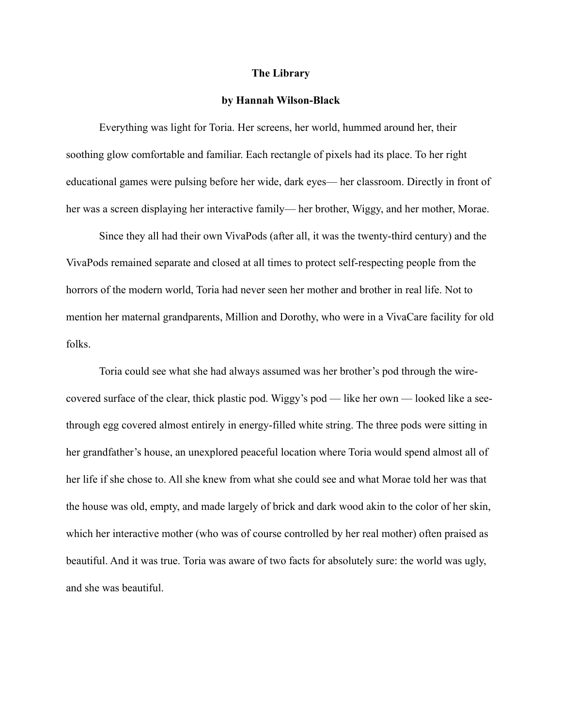# The Library

**by Hannah Wilson-Black**

Everything was light for Toria. Her screens, her world, hummed around her, their soothing glow comfortable and familiar. Each rectangle of pixels had its place. To her right educational games were pulsing before her wide, dark eyes— her classroom. Directly in front of her was a screen displaying her interactive family— her brother, Wiggy, and her mother, Morae.

Since they all had their own VivaPods (after all, it was the twenty-third century) and the VivaPods remained separate and closed at all times to protect self-respecting people from the horrors of the modern world, Toria had never seen her mother and brother in real life. Not to mention her maternal grandparents, Million and Dorothy, who were in a VivaCare facility for old folks.

Toria could see what she had always assumed was her brother's pod through the wire-covered surface of the clear, thick plastic pod. Wiggy's pod — like her own — looked like a see-through egg covered almost entirely in energy-filled white string. The three pods were sitting in her grandfather's house, an unexplored peaceful location where Toria would spend almost all of her life if she chose to. All she knew from what she could see and what Morae told her was that the house was old, empty, and made largely of brick and dark wood akin to the color of her skin, which her interactive mother (who was of course controlled by her real mother) often praised as beautiful. And it was true. Toria was aware of two facts for absolutely sure: the world was ugly, and she was beautiful.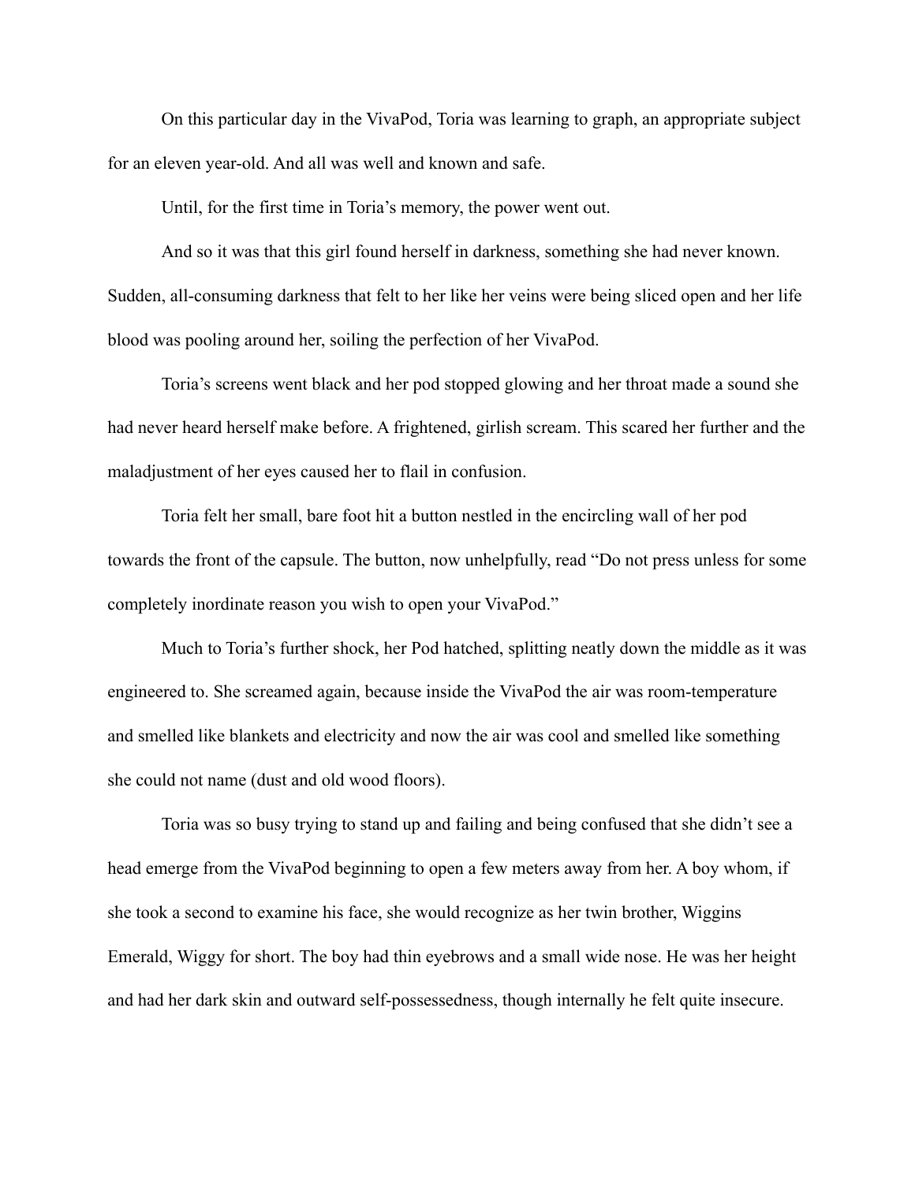On this particular day in the VivaPod, Toria was learning to graph, an appropriate subject for an eleven year-old. And all was well and known and safe.

Until, for the first time in Toria's memory, the power went out.

And so it was that this girl found herself in darkness, something she had never known. Sudden, all-consuming darkness that felt to her like her veins were being sliced open and her life blood was pooling around her, soiling the perfection of her VivaPod.

Toria's screens went black and her pod stopped glowing and her throat made a sound she had never heard herself make before. A frightened, girlish scream. This scared her further and the maladjustment of her eyes caused her to flail in confusion.

Toria felt her small, bare foot hit a button nestled in the encircling wall of her pod towards the front of the capsule. The button, now unhelpfully, read "Do not press unless for some completely inordinate reason you wish to open your VivaPod."

Much to Toria's further shock, her Pod hatched, splitting neatly down the middle as it was engineered to. She screamed again, because inside the VivaPod the air was room-temperature and smelled like blankets and electricity and now the air was cool and smelled like something she could not name (dust and old wood floors).

Toria was so busy trying to stand up and failing and being confused that she didn't see a head emerge from the VivaPod beginning to open a few meters away from her. A boy whom, if she took a second to examine his face, she would recognize as her twin brother, Wiggins Emerald, Wiggy for short. The boy had thin eyebrows and a small wide nose. He was her height and had her dark skin and outward self-possessedness, though internally he felt quite insecure.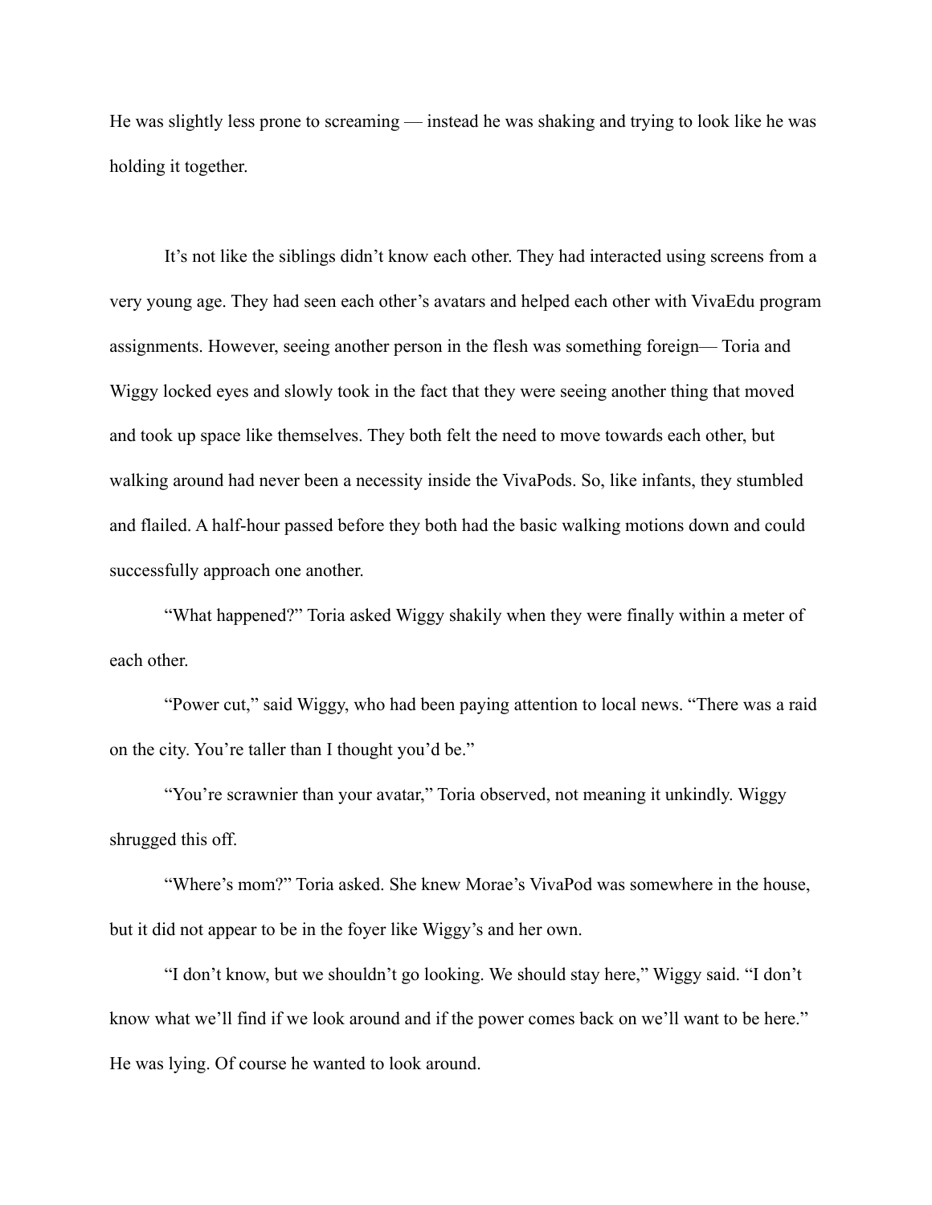He was slightly less prone to screaming — instead he was shaking and trying to look like he was holding it together.

It's not like the siblings didn't know each other. They had interacted using screens from a very young age. They had seen each other's avatars and helped each other with VivaEdu program assignments. However, seeing another person in the flesh was something foreign— Toria and Wiggy locked eyes and slowly took in the fact that they were seeing another thing that moved and took up space like themselves. They both felt the need to move towards each other, but walking around had never been a necessity inside the VivaPods. So, like infants, they stumbled and flailed. A half-hour passed before they both had the basic walking motions down and could successfully approach one another.

"What happened?" Toria asked Wiggy shakily when they were finally within a meter of each other.

"Power cut," said Wiggy, who had been paying attention to local news. "There was a raid on the city. You're taller than I thought you'd be."

"You're scrawnier than your avatar," Toria observed, not meaning it unkindly. Wiggy shrugged this off.

"Where's mom?" Toria asked. She knew Morae's VivaPod was somewhere in the house, but it did not appear to be in the foyer like Wiggy's and her own.

"I don't know, but we shouldn't go looking. We should stay here," Wiggy said. "I don't know what we'll find if we look around and if the power comes back on we'll want to be here." He was lying. Of course he wanted to look around.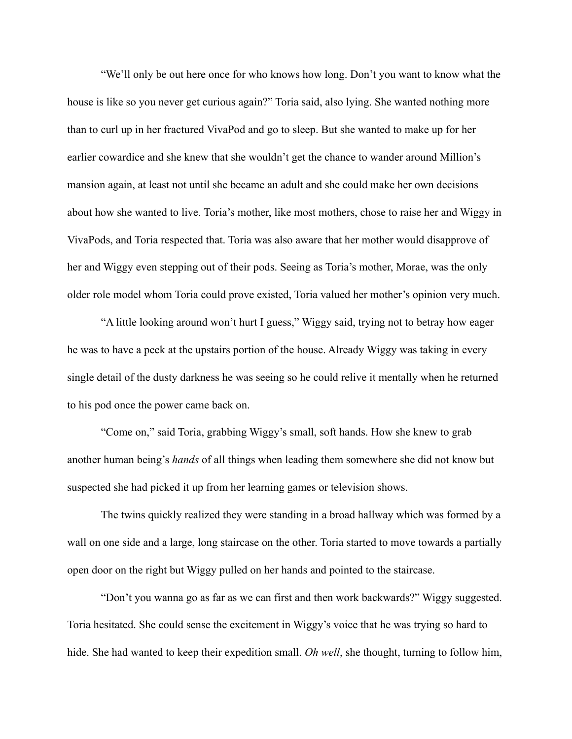“We’ll only be out here once for who knows how long. Don’t you want to know what the house is like so you never get curious again?” Toria said, also lying. She wanted nothing more than to curl up in her fractured VivaPod and go to sleep. But she wanted to make up for her earlier cowardice and she knew that she wouldn’t get the chance to wander around Million’s mansion again, at least not until she became an adult and she could make her own decisions about how she wanted to live. Toria’s mother, like most mothers, chose to raise her and Wiggy in VivaPods, and Toria respected that. Toria was also aware that her mother would disapprove of her and Wiggy even stepping out of their pods. Seeing as Toria’s mother, Morae, was the only older role model whom Toria could prove existed, Toria valued her mother’s opinion very much.

“A little looking around won’t hurt I guess,” Wiggy said, trying not to betray how eager he was to have a peek at the upstairs portion of the house. Already Wiggy was taking in every single detail of the dusty darkness he was seeing so he could relive it mentally when he returned to his pod once the power came back on.

“Come on,” said Toria, grabbing Wiggy’s small, soft hands. How she knew to grab another human being’s *hands* of all things when leading them somewhere she did not know but suspected she had picked it up from her learning games or television shows.

The twins quickly realized they were standing in a broad hallway which was formed by a wall on one side and a large, long staircase on the other. Toria started to move towards a partially open door on the right but Wiggy pulled on her hands and pointed to the staircase.

“Don’t you wanna go as far as we can first and then work backwards?” Wiggy suggested. Toria hesitated. She could sense the excitement in Wiggy’s voice that he was trying so hard to hide. She had wanted to keep their expedition small. *Oh well*, she thought, turning to follow him,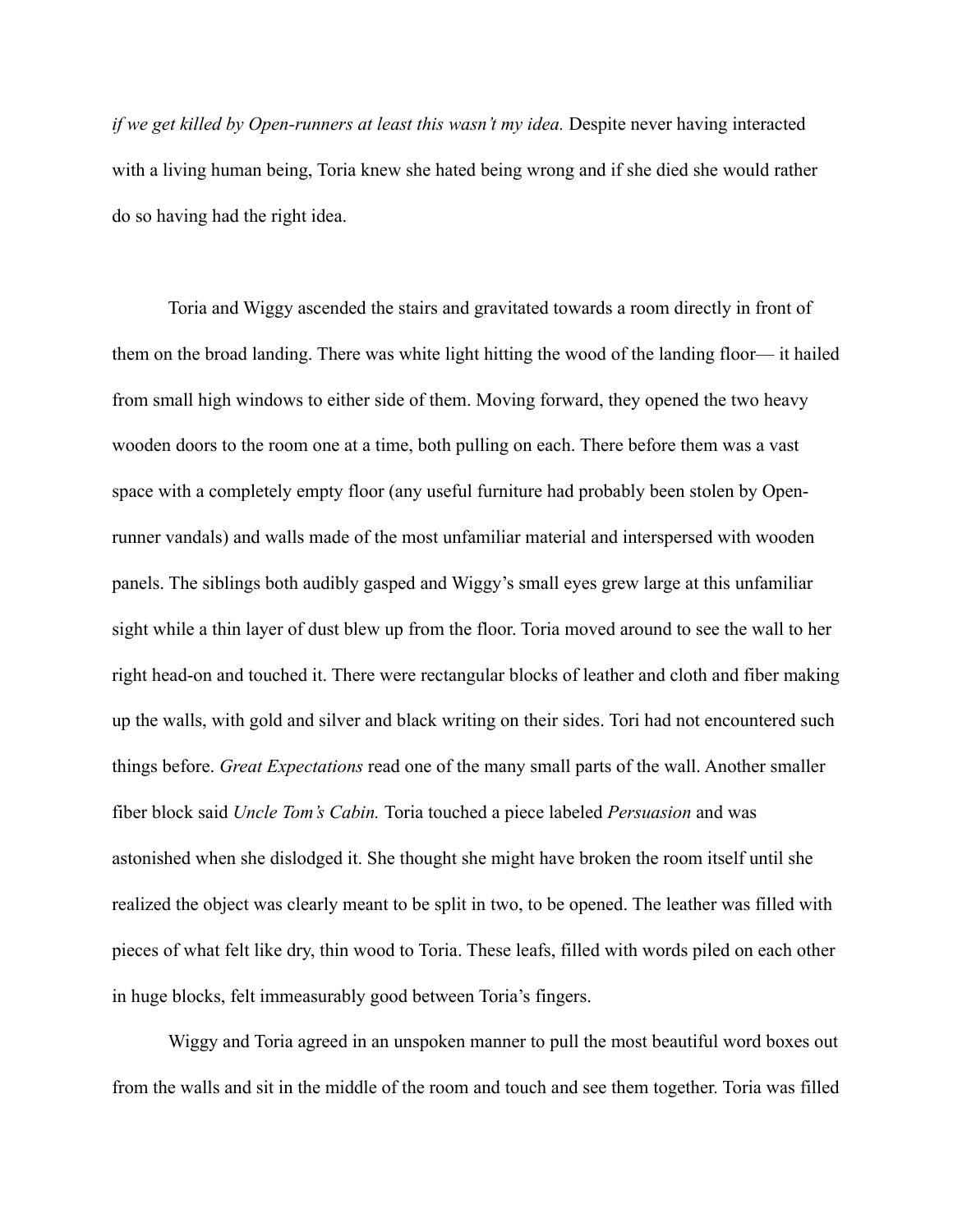*if we get killed by Open-runners at least this wasn't my idea.* Despite never having interacted with a living human being, Toria knew she hated being wrong and if she died she would rather do so having had the right idea.

Toria and Wiggy ascended the stairs and gravitated towards a room directly in front of them on the broad landing. There was white light hitting the wood of the landing floor— it hailed from small high windows to either side of them. Moving forward, they opened the two heavy wooden doors to the room one at a time, both pulling on each. There before them was a vast space with a completely empty floor (any useful furniture had probably been stolen by Open-runner vandals) and walls made of the most unfamiliar material and interspersed with wooden panels. The siblings both audibly gasped and Wiggy's small eyes grew large at this unfamiliar sight while a thin layer of dust blew up from the floor. Toria moved around to see the wall to her right head-on and touched it. There were rectangular blocks of leather and cloth and fiber making up the walls, with gold and silver and black writing on their sides. Tori had not encountered such things before. *Great Expectations* read one of the many small parts of the wall. Another smaller fiber block said *Uncle Tom's Cabin.* Toria touched a piece labeled *Persuasion* and was astonished when she dislodged it. She thought she might have broken the room itself until she realized the object was clearly meant to be split in two, to be opened. The leather was filled with pieces of what felt like dry, thin wood to Toria. These leafs, filled with words piled on each other in huge blocks, felt immeasurably good between Toria's fingers.

Wiggy and Toria agreed in an unspoken manner to pull the most beautiful word boxes out from the walls and sit in the middle of the room and touch and see them together. Toria was filled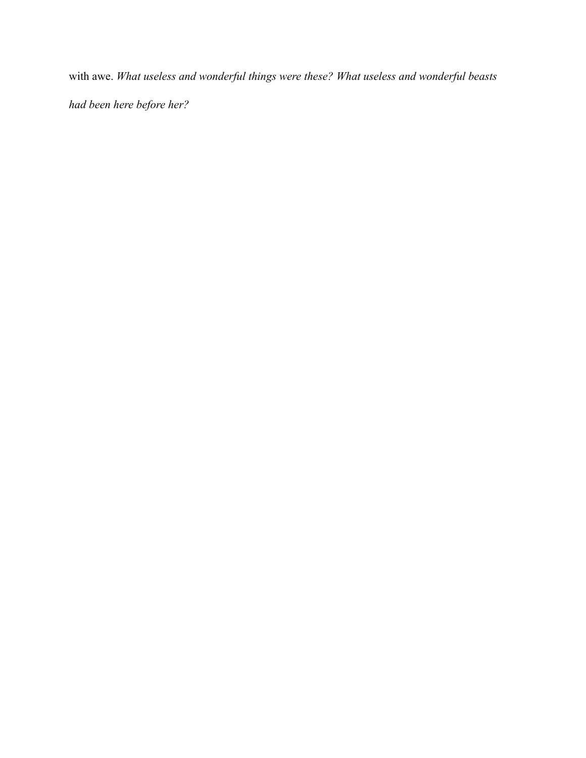with awe. *What useless and wonderful things were these? What useless and wonderful beasts had been here before her?*